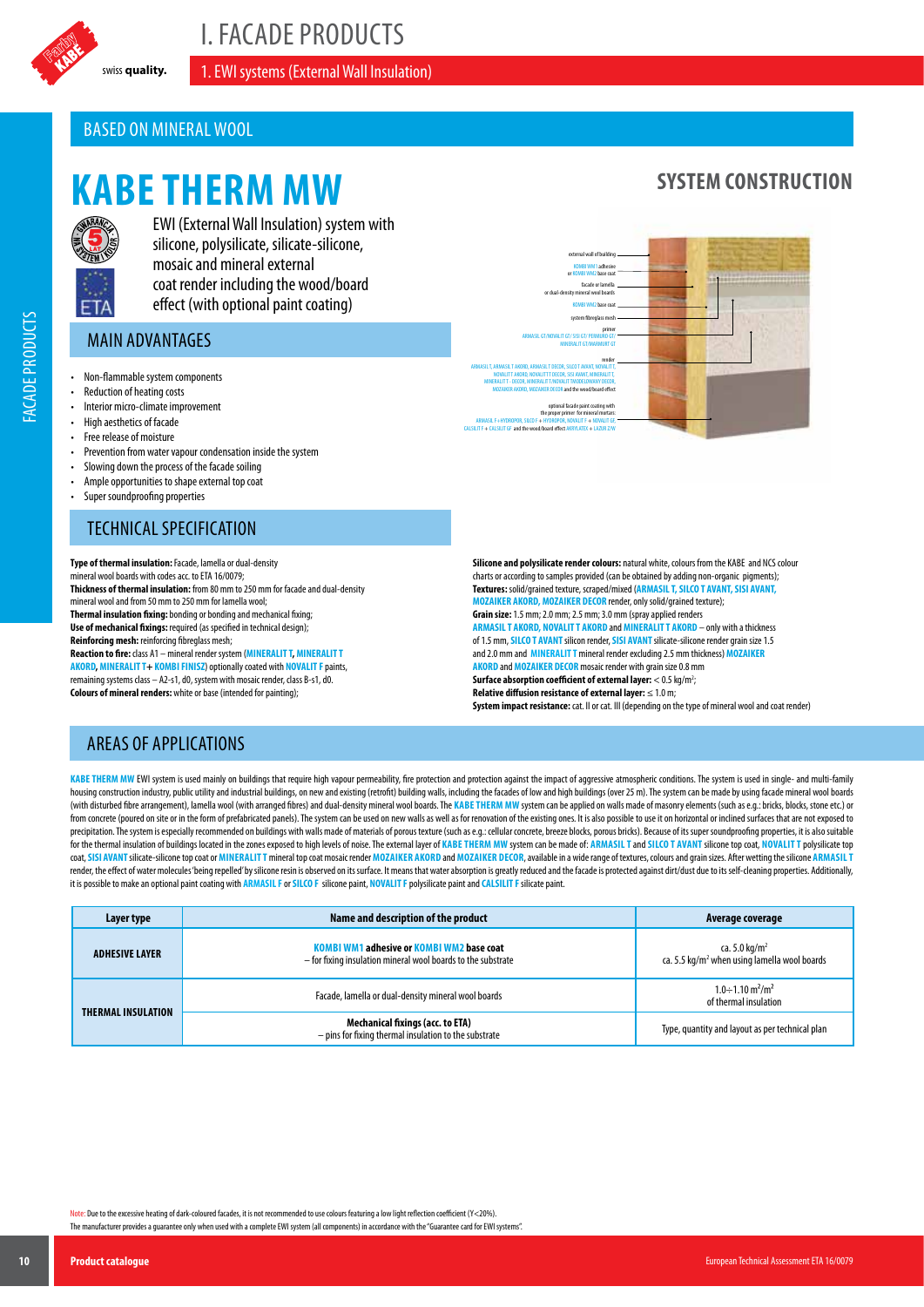# I. FACADE PRODUCTS

## 1. EWI systems (External Wall Insulation)

## BASED ON MINERAL WOOL

# KABE THERM MW

EWI (External Wall Insulation) system with silicone, polysilicate, silicate-silicone, mosaic and mineral external coat render including the wood/board effect (with optional paint coating)

## SYSTEM CONSTRUCTION

- external wall of building
- KOMBI WM1 adhesive or KOMBI WM2 base coat
- facade or lamella or dual-density mineral wool boards
- KOMBI WM2 base coat
- system fibreglass mesh
- primer ARMASIL GT/NOVALIT GT/ SISI GT/ PERMURO GT/ MINERALIT GT/MARMURIT GT
- render ARMASIL T, ARMASIL T AKORD, ARMASIL T DECOR, SILCO T AVANT, NOVALIT T, NOVALIT T AKORD, NOVALIT T DECOR, SISI AVANT, MINERALIT T, MINERALIT T - DECOR, MINERALIT T/NOVALIT T MODELOWANY DECOR, MOZAIKER AKORD, MOZAIKER DECOR and the wood/board effect
- optional facade paint coating with the proper primer for mineral mortars: ARMASIL F+HYDROPOR, SILCO F + HYDROPOR, NOVALIT F + HYDROPOR, NOVALIT F + NOVALIT GF, CALSILIT F + CALSILIT GF and the wood/board effect AKRYLATEX + LAZUR Z/W

## MAIN ADVANTAGES

- Non-flammable system components
- Reduction of heating costs
- Interior micro-climate improvement
- High aesthetics of facade
- Free release of moisture
- Prevention from water vapour condensation inside the system
- Slowing down the process of the facade soiling
- Ample opportunities to shape external top coat
- Super soundproofing properties

## TECHNICAL SPECIFICATION

**Type of thermal insulation:** Facade, lamella or dual-density mineral wool boards with codes acc. to ETA 16/0079;
**Thickness of thermal insulation:** from 80 mm to 250 mm for facade and dual-density mineral wool and from 50 mm to 250 mm for lamella wool;
**Thermal insulation fixing:** bonding or bonding and mechanical fixing;
**Use of mechanical fixings:** required (as specified in technical design);
**Reinforcing mesh:** reinforcing fibreglass mesh;
**Reaction to fire:** class A1 – mineral render system (**MINERALIT T, MINERALIT T AKORD, MINERALIT T+ KOMBI FINISZ**) optionally coated with **NOVALIT F** paints, remaining systems class – A2-s1, d0, system with mosaic render, class B-s1, d0.
**Colours of mineral renders:** white or base (intended for painting);

**Silicone and polysilicate render colours:** natural white, colours from the KABE and NCS colour charts or according to samples provided (can be obtained by adding non-organic pigments);
**Textures:** solid/grained texture, scraped/mixed (**ARMASIL T, SILCO T AVANT, SISI AVANT, MOZAIKER AKORD, MOZAIKER DECOR** render, only solid/grained texture);
**Grain size:** 1.5 mm; 2.0 mm; 2.5 mm; 3.0 mm (spray applied renders **ARMASIL T AKORD, NOVALIT T AKORD** and **MINERALIT T AKORD** – only with a thickness of 1.5 mm, **SILCO T AVANT** silicon render, **SISI AVANT** silicate-silicone render grain size 1.5 and 2.0 mm and **MINERALIT T** mineral render excluding 2.5 mm thickness) **MOZAIKER AKORD** and **MOZAIKER DECOR** mosaic render with grain size 0.8 mm
**Surface absorption coefficient of external layer:** < 0.5 kg/m²;
**Relative diffusion resistance of external layer:** ≤ 1.0 m;
**System impact resistance:** cat. II or cat. III (depending on the type of mineral wool and coat render)

## AREAS OF APPLICATIONS

**KABE THERM MW** EWI system is used mainly on buildings that require high vapour permeability, fire protection and protection against the impact of aggressive atmospheric conditions. The system is used in single- and multi-family housing construction industry, public utility and industrial buildings, on new and existing (retrofit) building walls, including the facades of low and high buildings (over 25 m). The system can be made by using facade mineral wool boards (with disturbed fibre arrangement), lamella wool (with arranged fibres) and dual-density mineral wool boards. The **KABE THERM MW** system can be applied on walls made of masonry elements (such as e.g.: bricks, blocks, stone etc.) or from concrete (poured on site or in the form of prefabricated panels). The system can be used on new walls as well as for renovation of the existing ones. It is also possible to use it on horizontal or inclined surfaces that are not exposed to precipitation. The system is especially recommended on buildings with walls made of materials of porous texture (such as e.g.: cellular concrete, breeze blocks, porous bricks). Because of its super soundproofing properties, it is also suitable for the thermal insulation of buildings located in the zones exposed to high levels of noise. The external layer of **KABE THERM MW** system can be made of: **ARMASIL T** and **SILCO T AVANT** silicone top coat, **NOVALIT T** polysilicate top coat, **SISI AVANT** silicate-silicone top coat or **MINERALIT T** mineral top coat mosaic render **MOZAIKER AKORD** and **MOZAIKER DECOR**, available in a wide range of textures, colours and grain sizes. After wetting the silicone **ARMASIL T** render, the effect of water molecules 'being repelled' by silicone resin is observed on its surface. It means that water absorption is greatly reduced and the facade is protected against dirt/dust due to its self-cleaning properties. Additionally, it is possible to make an optional paint coating with **ARMASIL F** or **SILCO F** silicone paint, **NOVALIT F** polysilicate paint and **CALSILIT F** silicate paint.

| Layer type | Name and description of the product | Average coverage |
|---|---|---|
| **ADHESIVE LAYER** | **KOMBI WM1 adhesive or KOMBI WM2 base coat** – for fixing insulation mineral wool boards to the substrate | ca. 5.0 kg/m² ca. 5.5 kg/m² when using lamella wool boards |
| **THERMAL INSULATION** | Facade, lamella or dual-density mineral wool boards | 1.0÷1.10 m²/m² of thermal insulation |
| | **Mechanical fixings (acc. to ETA)** – pins for fixing thermal insulation to the substrate | Type, quantity and layout as per technical plan |

Note: Due to the excessive heating of dark-coloured facades, it is not recommended to use colours featuring a low light reflection coefficient (Y<20%).
The manufacturer provides a guarantee only when used with a complete EWI system (all components) in accordance with the "Guarantee card for EWI systems".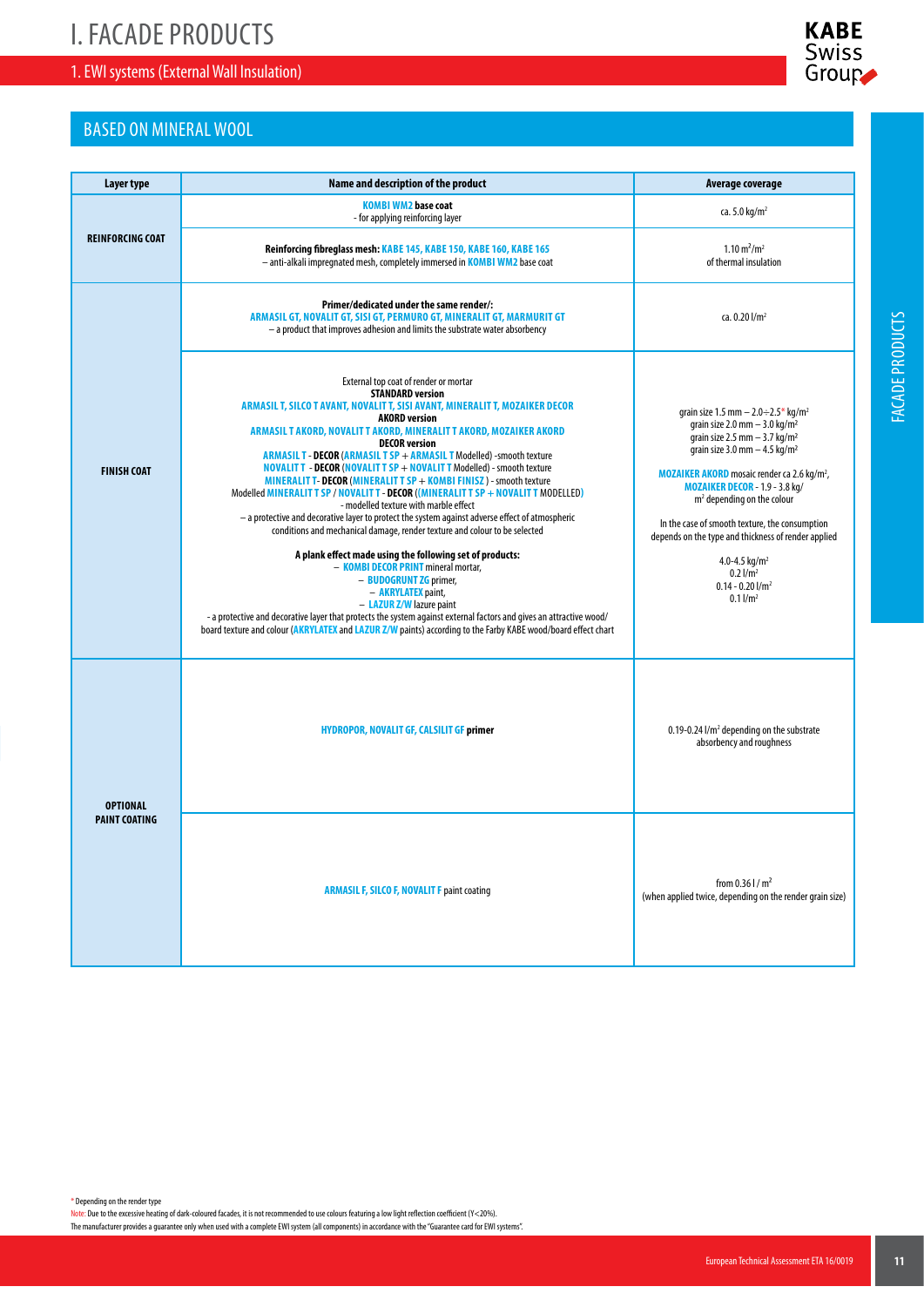# I. FACADE PRODUCTS

## 1. EWI systems (External Wall Insulation)

## BASED ON MINERAL WOOL

| Layer type | Name and description of the product | Average coverage |
|---|---|---|
| **REINFORCING COAT** | **KOMBI WM2 base coat**<br>- for applying reinforcing layer | ca. 5.0 kg/m² |
| | **Reinforcing fibreglass mesh: KABE 145, KABE 150, KABE 160, KABE 165**<br>– anti-alkali impregnated mesh, completely immersed in KOMBI WM2 base coat | 1.10 m²/m²<br>of thermal insulation |
| **FINISH COAT** | **Primer/dedicated under the same render/:**<br>**ARMASIL GT, NOVALIT GT, SISI GT, PERMURO GT, MINERALIT GT, MARMURIT GT**<br>– a product that improves adhesion and limits the substrate water absorbency | ca. 0.20 l/m² |
| | External top coat of render or mortar<br>**STANDARD version**<br>**ARMASIL T, SILCO T AVANT, NOVALIT T, SISI AVANT, MINERALIT T, MOZAIKER DECOR**<br>**AKORD version**<br>**ARMASIL T AKORD, NOVALIT T AKORD, MINERALIT T AKORD, MOZAIKER AKORD**<br>**DECOR version**<br>**ARMASIL T - DECOR (ARMASIL T SP + ARMASIL T Modelled)** -smooth texture<br>**NOVALIT T - DECOR (NOVALIT T SP + NOVALIT T Modelled)** - smooth texture<br>**MINERALIT T- DECOR (MINERALIT T SP + KOMBI FINISZ )** - smooth texture<br>Modelled **MINERALIT T SP / NOVALIT T - DECOR ((MINERALIT T SP + NOVALIT T MODELLED)**<br>- modelled texture with marble effect<br>– a protective and decorative layer to protect the system against adverse effect of atmospheric conditions and mechanical damage, render texture and colour to be selected<br><br>**A plank effect made using the following set of products:**<br>– **KOMBI DECOR PRINT** mineral mortar,<br>– **BUDOGRUNT ZG** primer,<br>– **AKRYLATEX** paint,<br>– **LAZUR Z/W** lazure paint<br>- a protective and decorative layer that protects the system against external factors and gives an attractive wood/board texture and colour (**AKRYLATEX** and **LAZUR Z/W** paints) according to the Farby KABE wood/board effect chart | grain size 1.5 mm – 2.0÷2.5* kg/m²<br>grain size 2.0 mm – 3.0 kg/m²<br>grain size 2.5 mm – 3.7 kg/m²<br>grain size 3.0 mm – 4.5 kg/m²<br><br>**MOZAIKER AKORD** mosaic render ca 2.6 kg/m²,<br>**MOZAIKER DECOR** - 1.9 - 3.8 kg/m² depending on the colour<br><br>In the case of smooth texture, the consumption depends on the type and thickness of render applied<br><br>4.0-4.5 kg/m²<br>0.2 l/m²<br>0.14 - 0.20 l/m²<br>0.1 l/m² |
| **OPTIONAL PAINT COATING** | **HYDROPOR, NOVALIT GF, CALSILIT GF primer** | 0.19-0.24 l/m² depending on the substrate absorbency and roughness |
| | **ARMASIL F, SILCO F, NOVALIT F** paint coating | from 0.36 l / m²<br>(when applied twice, depending on the render grain size) |

\* Depending on the render type

Note: Due to the excessive heating of dark-coloured facades, it is not recommended to use colours featuring a low light reflection coefficient (Y<20%).

The manufacturer provides a guarantee only when used with a complete EWI system (all components) in accordance with the "Guarantee card for EWI systems".

European Technical Assessment ETA 16/0019